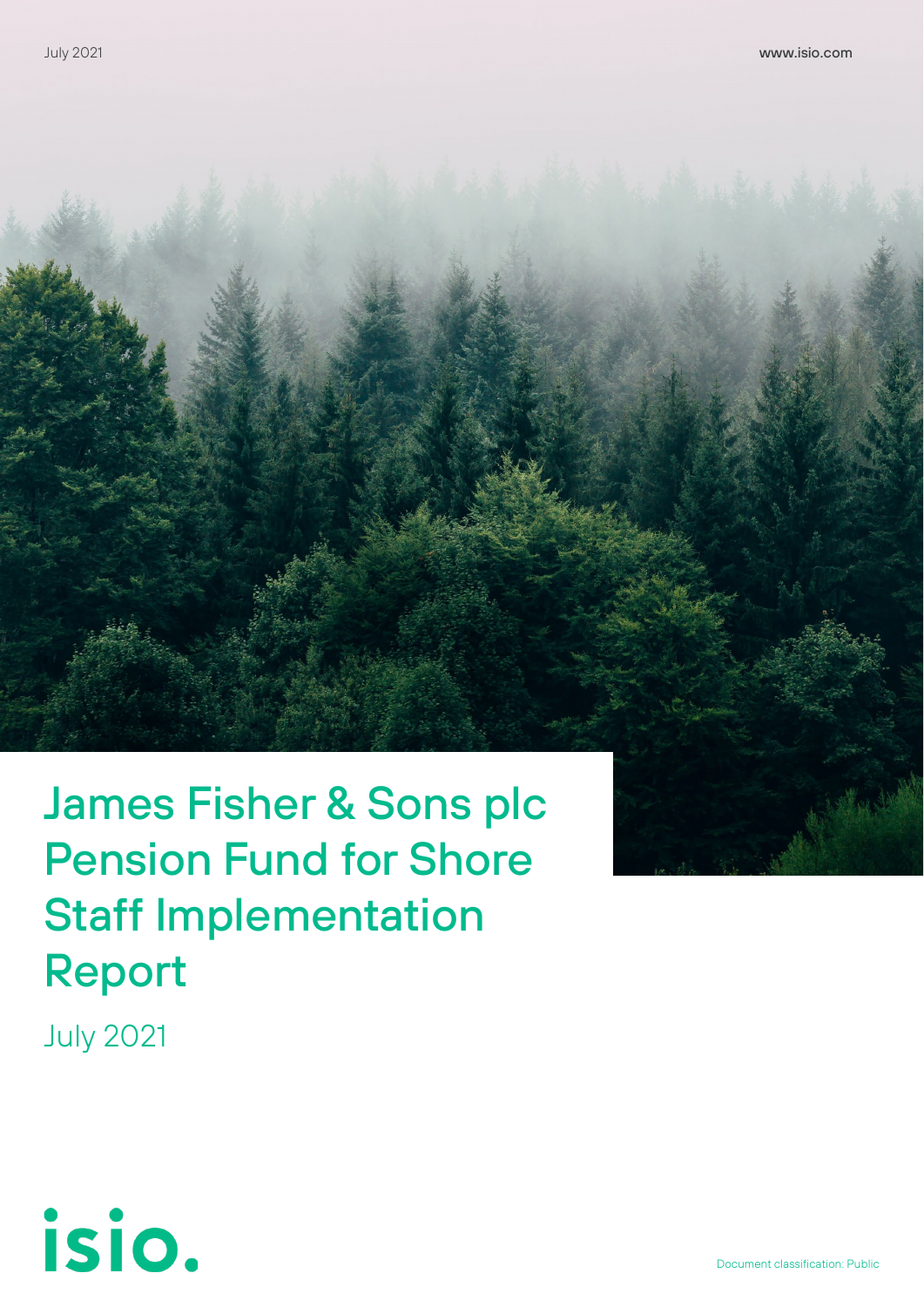July 2021

www.isio.com

# James Fisher & Sons plc Pension Fund for Shore Staff Implementation Report

July 2021

isio.

Document classification: Public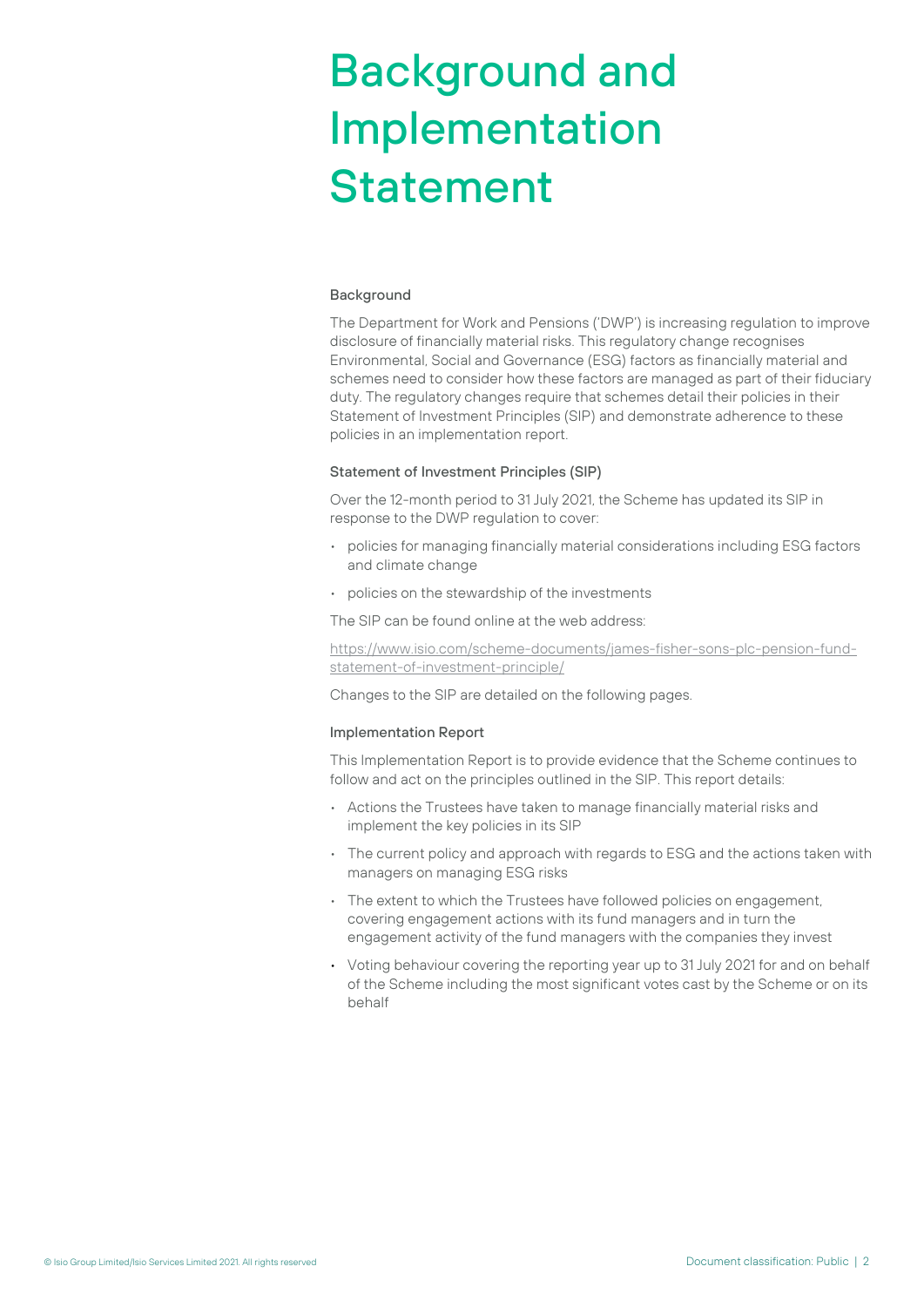# Background and Implementation Statement

### Background

The Department for Work and Pensions ('DWP') is increasing regulation to improve disclosure of financially material risks. This regulatory change recognises Environmental, Social and Governance (ESG) factors as financially material and schemes need to consider how these factors are managed as part of their fiduciary duty. The regulatory changes require that schemes detail their policies in their Statement of Investment Principles (SIP) and demonstrate adherence to these policies in an implementation report.

### Statement of Investment Principles (SIP)

Over the 12-month period to 31 July 2021, the Scheme has updated its SIP in response to the DWP regulation to cover:

- policies for managing financially material considerations including ESG factors and climate change
- policies on the stewardship of the investments

The SIP can be found online at the web address:

https://www.isio.com/scheme-documents/james-fisher-sons-plc-pension-fund-statement-of-investment-principle/

Changes to the SIP are detailed on the following pages.

### Implementation Report

This Implementation Report is to provide evidence that the Scheme continues to follow and act on the principles outlined in the SIP. This report details:

- Actions the Trustees have taken to manage financially material risks and implement the key policies in its SIP
- The current policy and approach with regards to ESG and the actions taken with managers on managing ESG risks
- The extent to which the Trustees have followed policies on engagement, covering engagement actions with its fund managers and in turn the engagement activity of the fund managers with the companies they invest
- Voting behaviour covering the reporting year up to 31 July 2021 for and on behalf of the Scheme including the most significant votes cast by the Scheme or on its behalf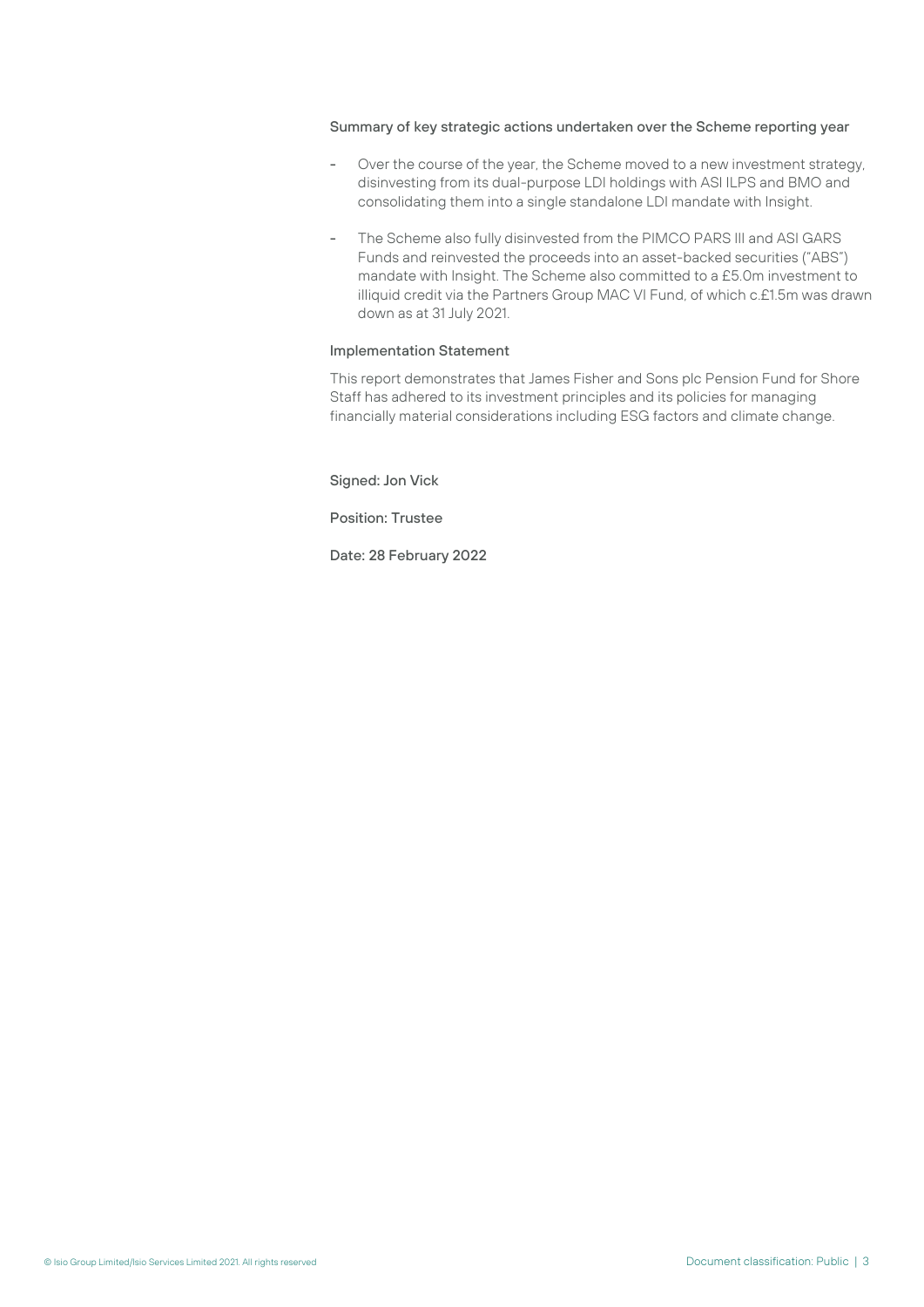### Summary of key strategic actions undertaken over the Scheme reporting year

- Over the course of the year, the Scheme moved to a new investment strategy, disinvesting from its dual-purpose LDI holdings with ASI ILPS and BMO and consolidating them into a single standalone LDI mandate with Insight.
- The Scheme also fully disinvested from the PIMCO PARS III and ASI GARS Funds and reinvested the proceeds into an asset-backed securities ("ABS") mandate with Insight. The Scheme also committed to a £5.0m investment to illiquid credit via the Partners Group MAC VI Fund, of which c.£1.5m was drawn down as at 31 July 2021.

### Implementation Statement

This report demonstrates that James Fisher and Sons plc Pension Fund for Shore Staff has adhered to its investment principles and its policies for managing financially material considerations including ESG factors and climate change.

Signed: Jon Vick

Position: Trustee

Date: 28 February 2022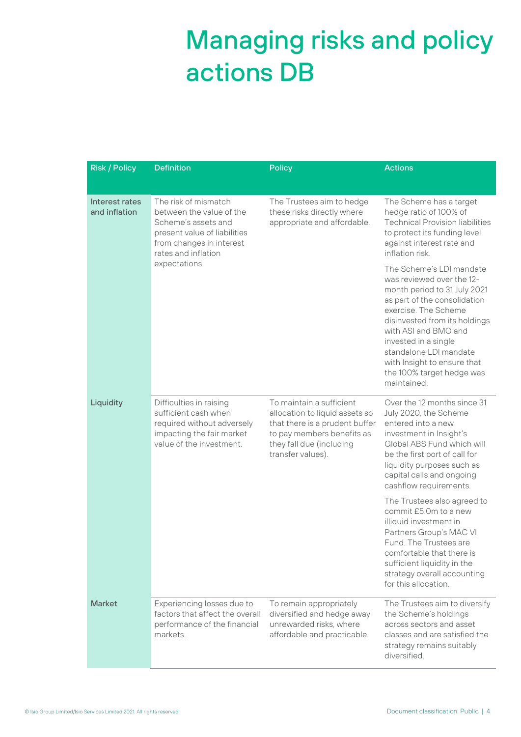# Managing risks and policy actions DB

| Risk / Policy | Definition | Policy | Actions |
|---|---|---|---|
| Interest rates and inflation | The risk of mismatch between the value of the Scheme's assets and present value of liabilities from changes in interest rates and inflation expectations. | The Trustees aim to hedge these risks directly where appropriate and affordable. | The Scheme has a target hedge ratio of 100% of Technical Provision liabilities to protect its funding level against interest rate and inflation risk.<br><br>The Scheme's LDI mandate was reviewed over the 12-month period to 31 July 2021 as part of the consolidation exercise. The Scheme disinvested from its holdings with ASI and BMO and invested in a single standalone LDI mandate with Insight to ensure that the 100% target hedge was maintained. |
| Liquidity | Difficulties in raising sufficient cash when required without adversely impacting the fair market value of the investment. | To maintain a sufficient allocation to liquid assets so that there is a prudent buffer to pay members benefits as they fall due (including transfer values). | Over the 12 months since 31 July 2020, the Scheme entered into a new investment in Insight's Global ABS Fund which will be the first port of call for liquidity purposes such as capital calls and ongoing cashflow requirements.<br><br>The Trustees also agreed to commit £5.0m to a new illiquid investment in Partners Group's MAC VI Fund. The Trustees are comfortable that there is sufficient liquidity in the strategy overall accounting for this allocation. |
| Market | Experiencing losses due to factors that affect the overall performance of the financial markets. | To remain appropriately diversified and hedge away unrewarded risks, where affordable and practicable. | The Trustees aim to diversify the Scheme's holdings across sectors and asset classes and are satisfied the strategy remains suitably diversified. |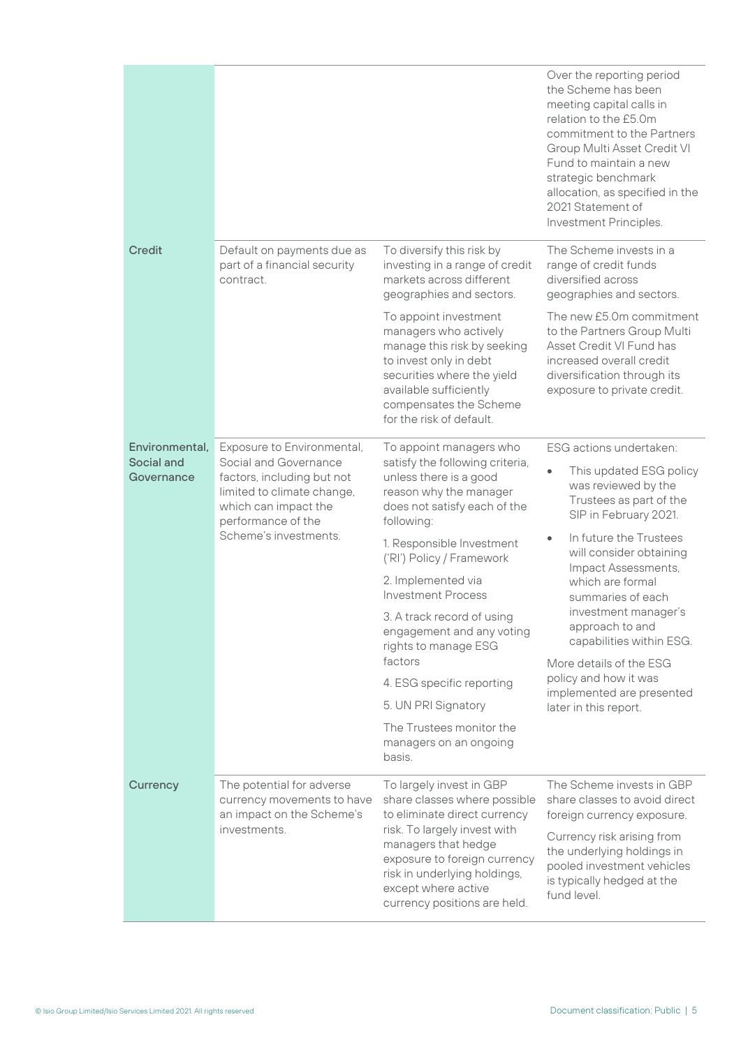| | | | |
|---|---|---|---|
| | | | Over the reporting period the Scheme has been meeting capital calls in relation to the £5.0m commitment to the Partners Group Multi Asset Credit VI Fund to maintain a new strategic benchmark allocation, as specified in the 2021 Statement of Investment Principles. |
| **Credit** | Default on payments due as part of a financial security contract. | To diversify this risk by investing in a range of credit markets across different geographies and sectors.<br><br>To appoint investment managers who actively manage this risk by seeking to invest only in debt securities where the yield available sufficiently compensates the Scheme for the risk of default. | The Scheme invests in a range of credit funds diversified across geographies and sectors.<br><br>The new £5.0m commitment to the Partners Group Multi Asset Credit VI Fund has increased overall credit diversification through its exposure to private credit. |
| **Environmental, Social and Governance** | Exposure to Environmental, Social and Governance factors, including but not limited to climate change, which can impact the performance of the Scheme's investments. | To appoint managers who satisfy the following criteria, unless there is a good reason why the manager does not satisfy each of the following:<br><br>1. Responsible Investment ('RI') Policy / Framework<br><br>2. Implemented via Investment Process<br><br>3. A track record of using engagement and any voting rights to manage ESG factors<br><br>4. ESG specific reporting<br><br>5. UN PRI Signatory<br><br>The Trustees monitor the managers on an ongoing basis. | ESG actions undertaken:<br><br>• This updated ESG policy was reviewed by the Trustees as part of the SIP in February 2021.<br><br>• In future the Trustees will consider obtaining Impact Assessments, which are formal summaries of each investment manager's approach to and capabilities within ESG.<br><br>More details of the ESG policy and how it was implemented are presented later in this report. |
| **Currency** | The potential for adverse currency movements to have an impact on the Scheme's investments. | To largely invest in GBP share classes where possible to eliminate direct currency risk. To largely invest with managers that hedge exposure to foreign currency risk in underlying holdings, except where active currency positions are held. | The Scheme invests in GBP share classes to avoid direct foreign currency exposure.<br><br>Currency risk arising from the underlying holdings in pooled investment vehicles is typically hedged at the fund level. |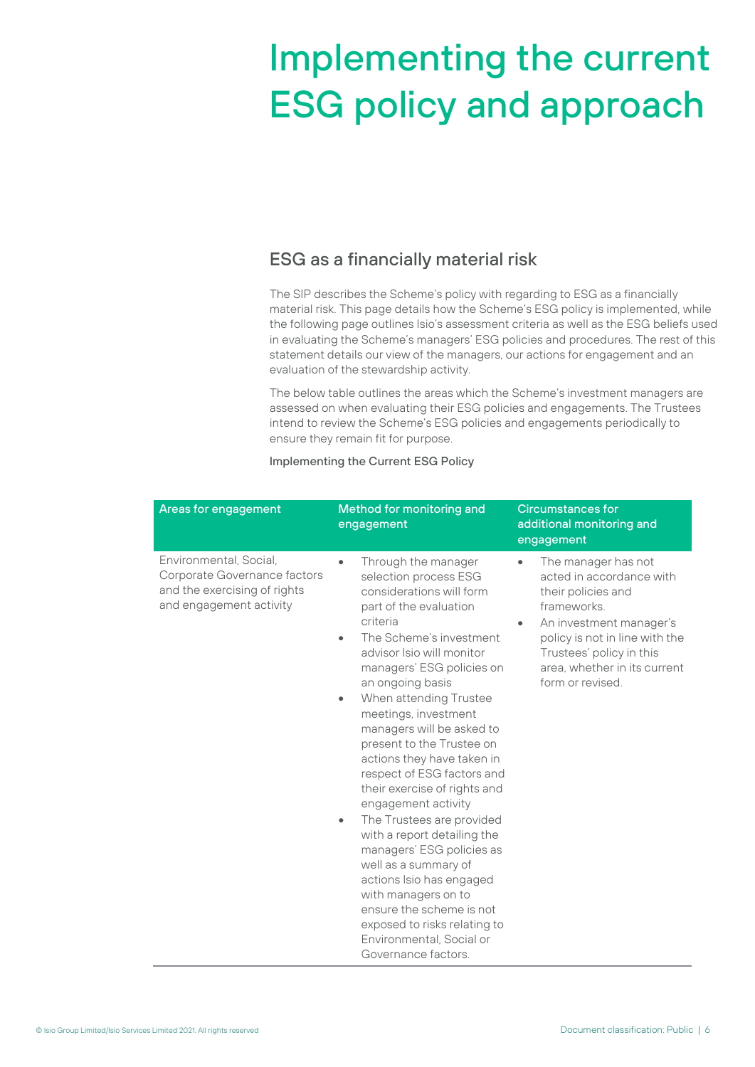# Implementing the current ESG policy and approach

## ESG as a financially material risk

The SIP describes the Scheme's policy with regarding to ESG as a financially material risk. This page details how the Scheme's ESG policy is implemented, while the following page outlines Isio's assessment criteria as well as the ESG beliefs used in evaluating the Scheme's managers' ESG policies and procedures. The rest of this statement details our view of the managers, our actions for engagement and an evaluation of the stewardship activity.

The below table outlines the areas which the Scheme's investment managers are assessed on when evaluating their ESG policies and engagements. The Trustees intend to review the Scheme's ESG policies and engagements periodically to ensure they remain fit for purpose.

Implementing the Current ESG Policy

| Areas for engagement | Method for monitoring and engagement | Circumstances for additional monitoring and engagement |
|---|---|---|
| Environmental, Social, Corporate Governance factors and the exercising of rights and engagement activity | • Through the manager selection process ESG considerations will form part of the evaluation criteria<br>• The Scheme's investment advisor Isio will monitor managers' ESG policies on an ongoing basis<br>• When attending Trustee meetings, investment managers will be asked to present to the Trustee on actions they have taken in respect of ESG factors and their exercise of rights and engagement activity<br>• The Trustees are provided with a report detailing the managers' ESG policies as well as a summary of actions Isio has engaged with managers on to ensure the scheme is not exposed to risks relating to Environmental, Social or Governance factors. | • The manager has not acted in accordance with their policies and frameworks.<br>• An investment manager's policy is not in line with the Trustees' policy in this area, whether in its current form or revised. |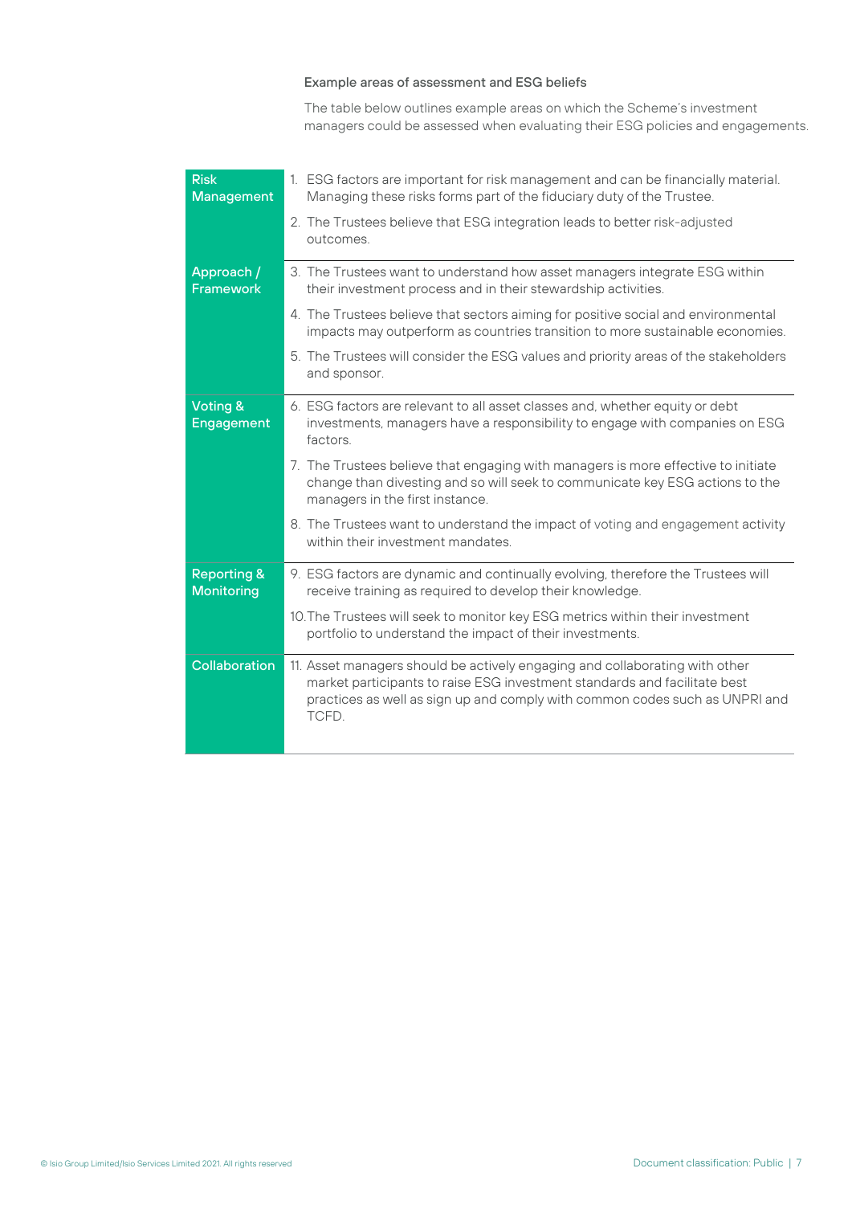### Example areas of assessment and ESG beliefs

The table below outlines example areas on which the Scheme's investment managers could be assessed when evaluating their ESG policies and engagements.

| Area | Beliefs |
|---|---|
| Risk Management | 1. ESG factors are important for risk management and can be financially material. Managing these risks forms part of the fiduciary duty of the Trustee.<br>2. The Trustees believe that ESG integration leads to better risk-adjusted outcomes. |
| Approach / Framework | 3. The Trustees want to understand how asset managers integrate ESG within their investment process and in their stewardship activities.<br>4. The Trustees believe that sectors aiming for positive social and environmental impacts may outperform as countries transition to more sustainable economies.<br>5. The Trustees will consider the ESG values and priority areas of the stakeholders and sponsor. |
| Voting & Engagement | 6. ESG factors are relevant to all asset classes and, whether equity or debt investments, managers have a responsibility to engage with companies on ESG factors.<br>7. The Trustees believe that engaging with managers is more effective to initiate change than divesting and so will seek to communicate key ESG actions to the managers in the first instance.<br>8. The Trustees want to understand the impact of voting and engagement activity within their investment mandates. |
| Reporting & Monitoring | 9. ESG factors are dynamic and continually evolving, therefore the Trustees will receive training as required to develop their knowledge.<br>10. The Trustees will seek to monitor key ESG metrics within their investment portfolio to understand the impact of their investments. |
| Collaboration | 11. Asset managers should be actively engaging and collaborating with other market participants to raise ESG investment standards and facilitate best practices as well as sign up and comply with common codes such as UNPRI and TCFD. |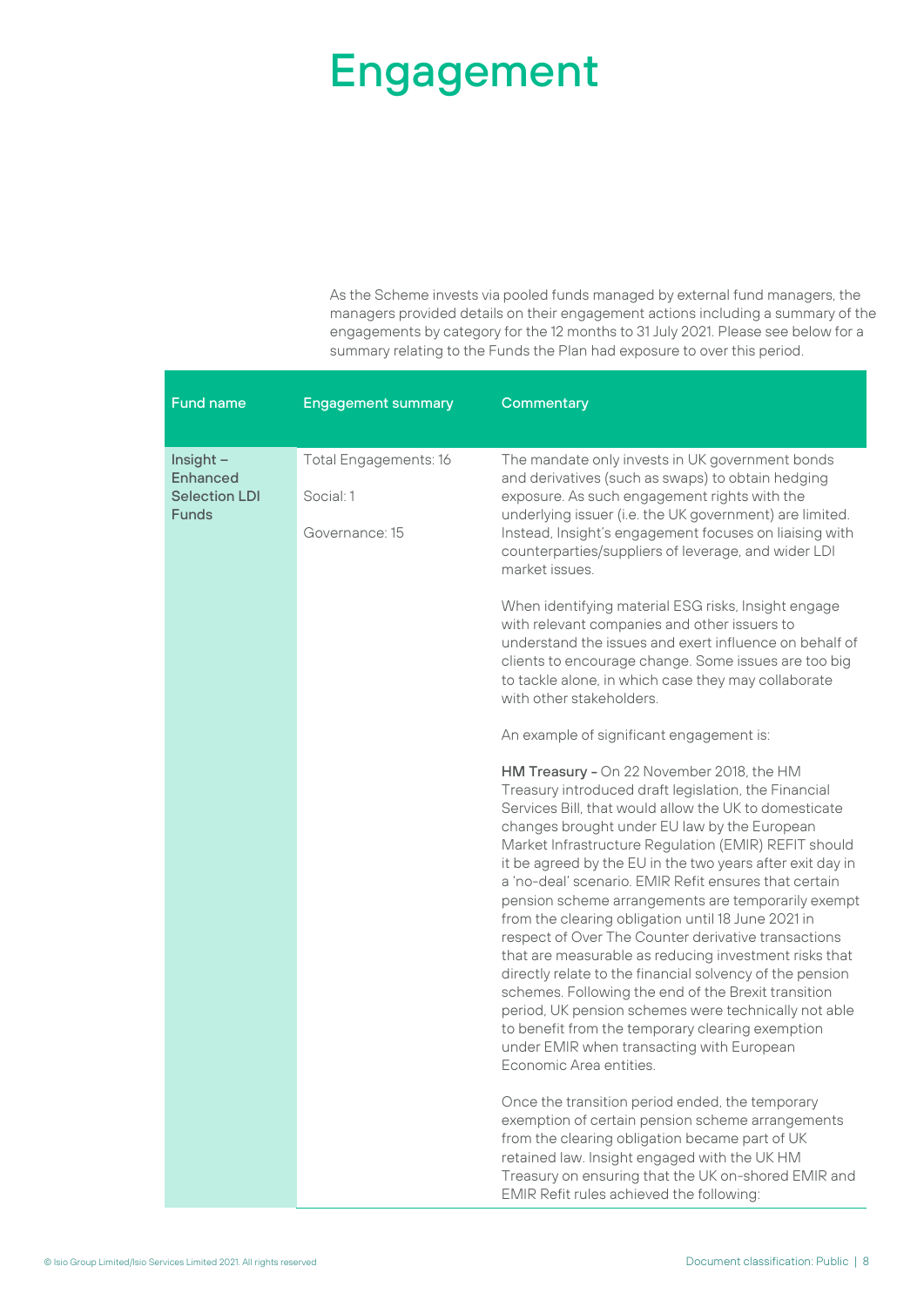# Engagement

As the Scheme invests via pooled funds managed by external fund managers, the managers provided details on their engagement actions including a summary of the engagements by category for the 12 months to 31 July 2021. Please see below for a summary relating to the Funds the Plan had exposure to over this period.

| Fund name | Engagement summary | Commentary |
|---|---|---|
| **Insight – Enhanced Selection LDI Funds** | Total Engagements: 16<br><br>Social: 1<br><br>Governance: 15 | The mandate only invests in UK government bonds and derivatives (such as swaps) to obtain hedging exposure. As such engagement rights with the underlying issuer (i.e. the UK government) are limited. Instead, Insight's engagement focuses on liaising with counterparties/suppliers of leverage, and wider LDI market issues.<br><br>When identifying material ESG risks, Insight engage with relevant companies and other issuers to understand the issues and exert influence on behalf of clients to encourage change. Some issues are too big to tackle alone, in which case they may collaborate with other stakeholders.<br><br>An example of significant engagement is:<br><br>**HM Treasury -** On 22 November 2018, the HM Treasury introduced draft legislation, the Financial Services Bill, that would allow the UK to domesticate changes brought under EU law by the European Market Infrastructure Regulation (EMIR) REFIT should it be agreed by the EU in the two years after exit day in a 'no-deal' scenario. EMIR Refit ensures that certain pension scheme arrangements are temporarily exempt from the clearing obligation until 18 June 2021 in respect of Over The Counter derivative transactions that are measurable as reducing investment risks that directly relate to the financial solvency of the pension schemes. Following the end of the Brexit transition period, UK pension schemes were technically not able to benefit from the temporary clearing exemption under EMIR when transacting with European Economic Area entities.<br><br>Once the transition period ended, the temporary exemption of certain pension scheme arrangements from the clearing obligation became part of UK retained law. Insight engaged with the UK HM Treasury on ensuring that the UK on-shored EMIR and EMIR Refit rules achieved the following: |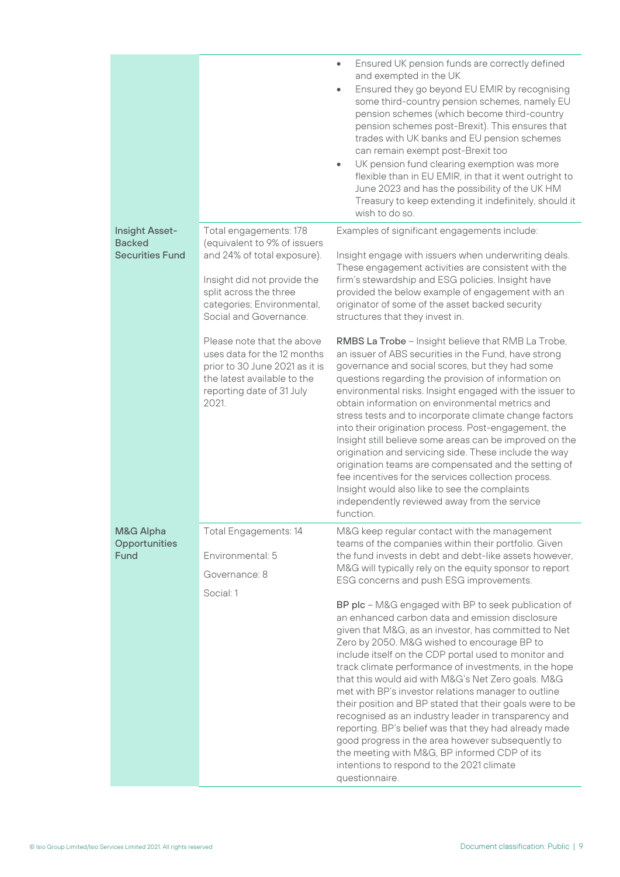| | | |
|---|---|---|
| | | <ul><li>Ensured UK pension funds are correctly defined and exempted in the UK</li><li>Ensured they go beyond EU EMIR by recognising some third-country pension schemes, namely EU pension schemes (which become third-country pension schemes post-Brexit). This ensures that trades with UK banks and EU pension schemes can remain exempt post-Brexit too</li><li>UK pension fund clearing exemption was more flexible than in EU EMIR, in that it went outright to June 2023 and has the possibility of the UK HM Treasury to keep extending it indefinitely, should it wish to do so.</li></ul> |
| **Insight Asset-Backed Securities Fund** | Total engagements: 178 (equivalent to 9% of issuers and 24% of total exposure).<br><br>Insight did not provide the split across the three categories; Environmental, Social and Governance.<br><br>Please note that the above uses data for the 12 months prior to 30 June 2021 as it is the latest available to the reporting date of 31 July 2021. | Examples of significant engagements include:<br><br>Insight engage with issuers when underwriting deals. These engagement activities are consistent with the firm's stewardship and ESG policies. Insight have provided the below example of engagement with an originator of some of the asset backed security structures that they invest in.<br><br>**RMBS La Trobe** – Insight believe that RMB La Trobe, an issuer of ABS securities in the Fund, have strong governance and social scores, but they had some questions regarding the provision of information on environmental risks. Insight engaged with the issuer to obtain information on environmental metrics and stress tests and to incorporate climate change factors into their origination process. Post-engagement, the Insight still believe some areas can be improved on the origination and servicing side. These include the way origination teams are compensated and the setting of fee incentives for the services collection process. Insight would also like to see the complaints independently reviewed away from the service function. |
| **M&G Alpha Opportunities Fund** | Total Engagements: 14<br><br>Environmental: 5<br><br>Governance: 8<br><br>Social: 1 | M&G keep regular contact with the management teams of the companies within their portfolio. Given the fund invests in debt and debt-like assets however, M&G will typically rely on the equity sponsor to report ESG concerns and push ESG improvements.<br><br>**BP plc** – M&G engaged with BP to seek publication of an enhanced carbon data and emission disclosure given that M&G, as an investor, has committed to Net Zero by 2050. M&G wished to encourage BP to include itself on the CDP portal used to monitor and track climate performance of investments, in the hope that this would aid with M&G's Net Zero goals. M&G met with BP's investor relations manager to outline their position and BP stated that their goals were to be recognised as an industry leader in transparency and reporting. BP's belief was that they had already made good progress in the area however subsequently to the meeting with M&G, BP informed CDP of its intentions to respond to the 2021 climate questionnaire. |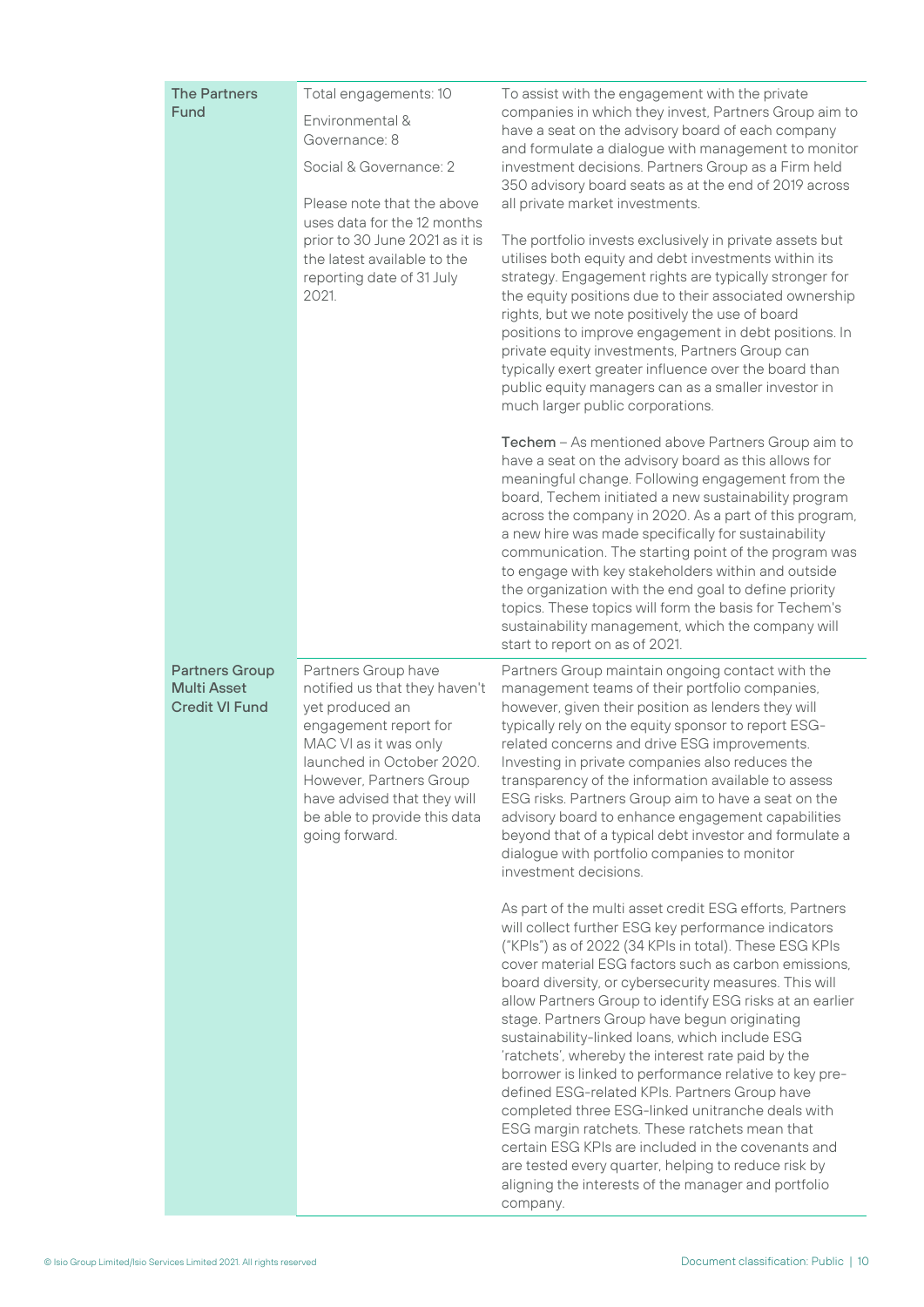| | | |
|---|---|---|
| **The Partners Fund** | Total engagements: 10<br><br>Environmental & Governance: 8<br><br>Social & Governance: 2<br><br>Please note that the above uses data for the 12 months prior to 30 June 2021 as it is the latest available to the reporting date of 31 July 2021. | To assist with the engagement with the private companies in which they invest, Partners Group aim to have a seat on the advisory board of each company and formulate a dialogue with management to monitor investment decisions. Partners Group as a Firm held 350 advisory board seats as at the end of 2019 across all private market investments.<br><br>The portfolio invests exclusively in private assets but utilises both equity and debt investments within its strategy. Engagement rights are typically stronger for the equity positions due to their associated ownership rights, but we note positively the use of board positions to improve engagement in debt positions. In private equity investments, Partners Group can typically exert greater influence over the board than public equity managers can as a smaller investor in much larger public corporations.<br><br>**Techem** – As mentioned above Partners Group aim to have a seat on the advisory board as this allows for meaningful change. Following engagement from the board, Techem initiated a new sustainability program across the company in 2020. As a part of this program, a new hire was made specifically for sustainability communication. The starting point of the program was to engage with key stakeholders within and outside the organization with the end goal to define priority topics. These topics will form the basis for Techem's sustainability management, which the company will start to report on as of 2021. |
| **Partners Group Multi Asset Credit VI Fund** | Partners Group have notified us that they haven't yet produced an engagement report for MAC VI as it was only launched in October 2020. However, Partners Group have advised that they will be able to provide this data going forward. | Partners Group maintain ongoing contact with the management teams of their portfolio companies, however, given their position as lenders they will typically rely on the equity sponsor to report ESG-related concerns and drive ESG improvements. Investing in private companies also reduces the transparency of the information available to assess ESG risks. Partners Group aim to have a seat on the advisory board to enhance engagement capabilities beyond that of a typical debt investor and formulate a dialogue with portfolio companies to monitor investment decisions.<br><br>As part of the multi asset credit ESG efforts, Partners will collect further ESG key performance indicators ("KPIs") as of 2022 (34 KPIs in total). These ESG KPIs cover material ESG factors such as carbon emissions, board diversity, or cybersecurity measures. This will allow Partners Group to identify ESG risks at an earlier stage. Partners Group have begun originating sustainability-linked loans, which include ESG 'ratchets', whereby the interest rate paid by the borrower is linked to performance relative to key pre-defined ESG-related KPIs. Partners Group have completed three ESG-linked unitranche deals with ESG margin ratchets. These ratchets mean that certain ESG KPIs are included in the covenants and are tested every quarter, helping to reduce risk by aligning the interests of the manager and portfolio company. |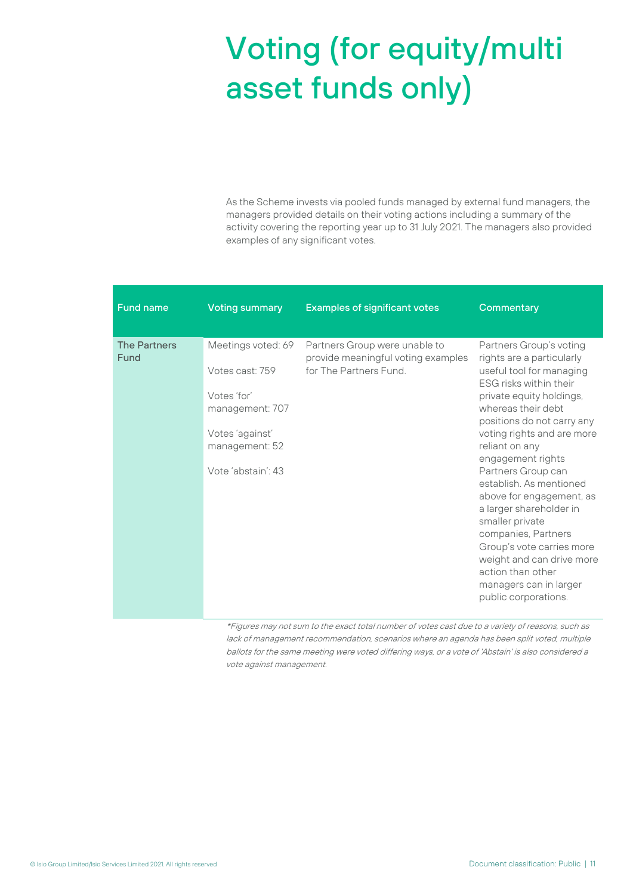# Voting (for equity/multi asset funds only)

As the Scheme invests via pooled funds managed by external fund managers, the managers provided details on their voting actions including a summary of the activity covering the reporting year up to 31 July 2021. The managers also provided examples of any significant votes.

| Fund name | Voting summary | Examples of significant votes | Commentary |
|---|---|---|---|
| **The Partners Fund** | Meetings voted: 69<br><br>Votes cast: 759<br><br>Votes 'for' management: 707<br><br>Votes 'against' management: 52<br><br>Vote 'abstain': 43 | Partners Group were unable to provide meaningful voting examples for The Partners Fund. | Partners Group's voting rights are a particularly useful tool for managing ESG risks within their private equity holdings, whereas their debt positions do not carry any voting rights and are more reliant on any engagement rights Partners Group can establish. As mentioned above for engagement, as a larger shareholder in smaller private companies, Partners Group's vote carries more weight and can drive more action than other managers can in larger public corporations. |

*\*Figures may not sum to the exact total number of votes cast due to a variety of reasons, such as lack of management recommendation, scenarios where an agenda has been split voted, multiple ballots for the same meeting were voted differing ways, or a vote of 'Abstain' is also considered a vote against management.*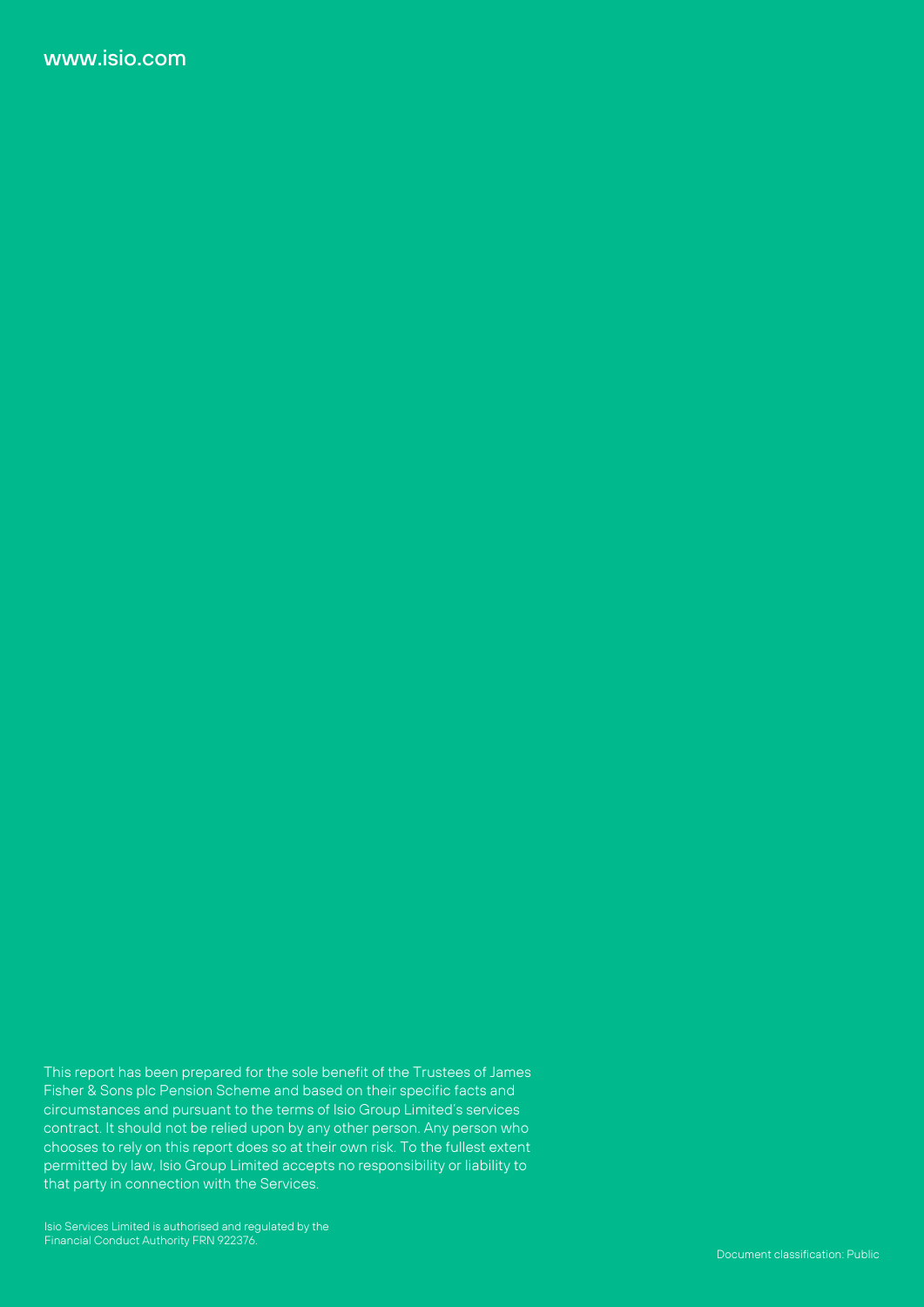www.isio.com

This report has been prepared for the sole benefit of the Trustees of James Fisher & Sons plc Pension Scheme and based on their specific facts and circumstances and pursuant to the terms of Isio Group Limited's services contract. It should not be relied upon by any other person. Any person who chooses to rely on this report does so at their own risk. To the fullest extent permitted by law, Isio Group Limited accepts no responsibility or liability to that party in connection with the Services.

Isio Services Limited is authorised and regulated by the Financial Conduct Authority FRN 922376.

Document classification: Public